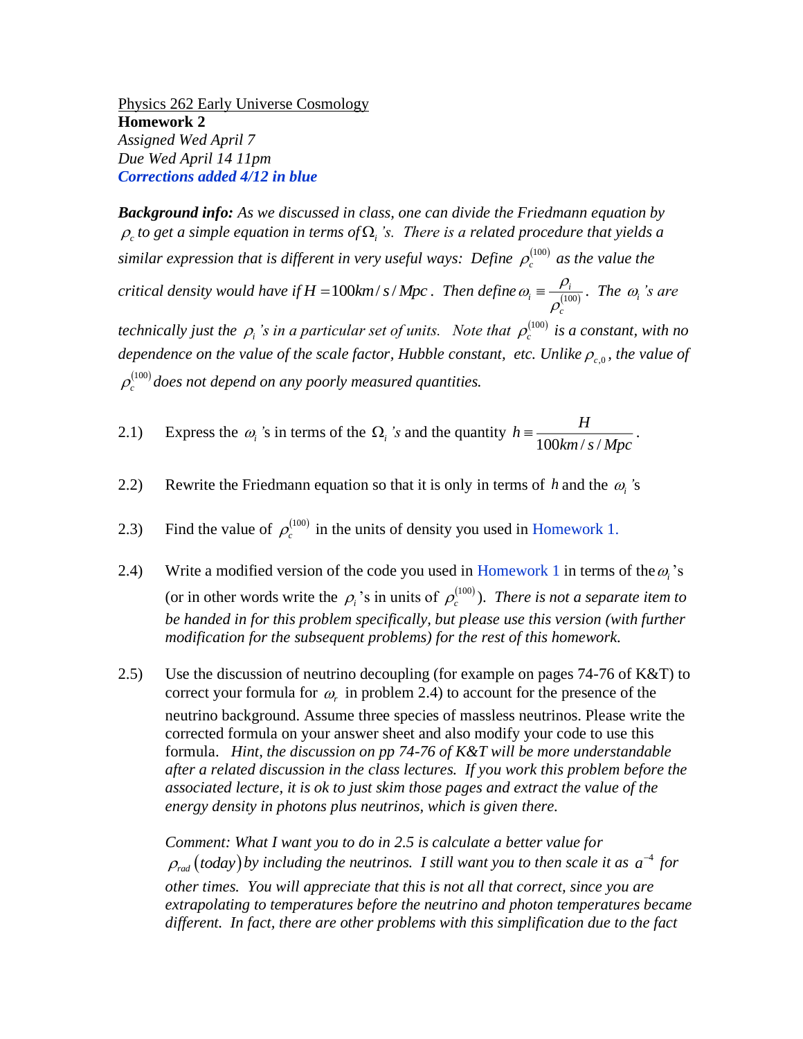Physics 262 Early Universe Cosmology

**Homework 2**

*Assigned Wed April 7*

*Due Wed April 14 11pm*

***Corrections added 4/12 in blue***

***Background info:*** *As we discussed in class, one can divide the Friedmann equation by $\rho_c$ to get a simple equation in terms of $\Omega_i$'s. There is a related procedure that yields a similar expression that is different in very useful ways: Define $\rho_c^{(100)}$ as the value the critical density would have if $H = 100km/s/Mpc$. Then define $\omega_i \equiv \frac{\rho_i}{\rho_c^{(100)}}$. The $\omega_i$'s are technically just the $\rho_i$'s in a particular set of units. Note that $\rho_c^{(100)}$ is a constant, with no dependence on the value of the scale factor, Hubble constant, etc. Unlike $\rho_{c,0}$, the value of $\rho_c^{(100)}$ does not depend on any poorly measured quantities.*

2.1) Express the $\omega_i$'s in terms of the $\Omega_i$'s and the quantity $h \equiv \frac{H}{100km/s/Mpc}$.

2.2) Rewrite the Friedmann equation so that it is only in terms of $h$ and the $\omega_i$'s

2.3) Find the value of $\rho_c^{(100)}$ in the units of density you used in Homework 1.

2.4) Write a modified version of the code you used in Homework 1 in terms of the $\omega_i$'s (or in other words write the $\rho_i$'s in units of $\rho_c^{(100)}$). *There is not a separate item to be handed in for this problem specifically, but please use this version (with further modification for the subsequent problems) for the rest of this homework.*

2.5) Use the discussion of neutrino decoupling (for example on pages 74-76 of K&T) to correct your formula for $\omega_r$ in problem 2.4) to account for the presence of the neutrino background. Assume three species of massless neutrinos. Please write the corrected formula on your answer sheet and also modify your code to use this formula. *Hint, the discussion on pp 74-76 of K&T will be more understandable after a related discussion in the class lectures. If you work this problem before the associated lecture, it is ok to just skim those pages and extract the value of the energy density in photons plus neutrinos, which is given there.*

*Comment: What I want you to do in 2.5 is calculate a better value for $\rho_{rad}(today)$ by including the neutrinos. I still want you to then scale it as $a^{-4}$ for other times. You will appreciate that this is not all that correct, since you are extrapolating to temperatures before the neutrino and photon temperatures became different. In fact, there are other problems with this simplification due to the fact*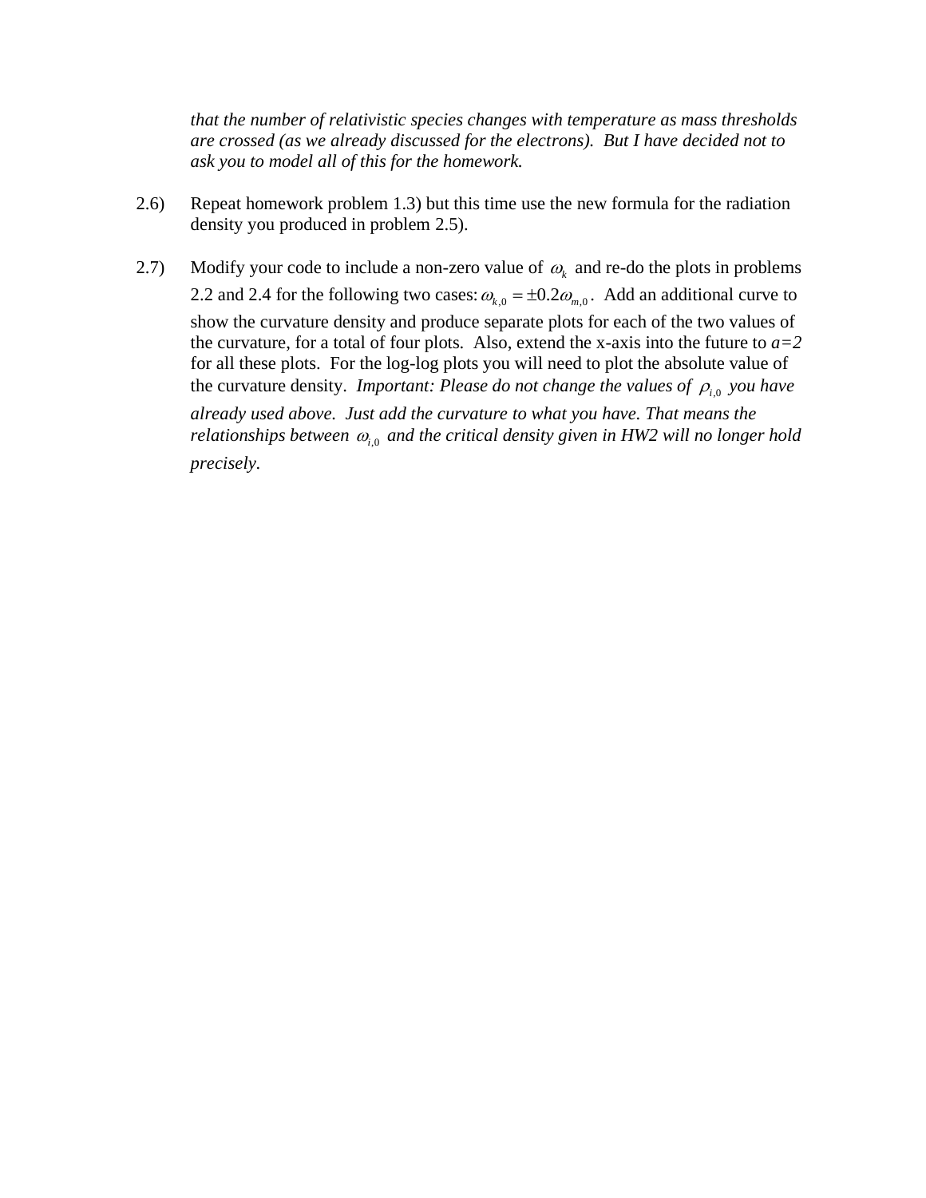*that the number of relativistic species changes with temperature as mass thresholds are crossed (as we already discussed for the electrons). But I have decided not to ask you to model all of this for the homework.*

2.6) Repeat homework problem 1.3) but this time use the new formula for the radiation density you produced in problem 2.5).

2.7) Modify your code to include a non-zero value of $\omega_k$ and re-do the plots in problems 2.2 and 2.4 for the following two cases: $\omega_{k,0} = \pm 0.2\omega_{m,0}$. Add an additional curve to show the curvature density and produce separate plots for each of the two values of the curvature, for a total of four plots. Also, extend the x-axis into the future to $a=2$ for all these plots. For the log-log plots you will need to plot the absolute value of the curvature density. *Important: Please do not change the values of $\rho_{i,0}$ you have already used above. Just add the curvature to what you have. That means the relationships between $\omega_{i,0}$ and the critical density given in HW2 will no longer hold precisely.*